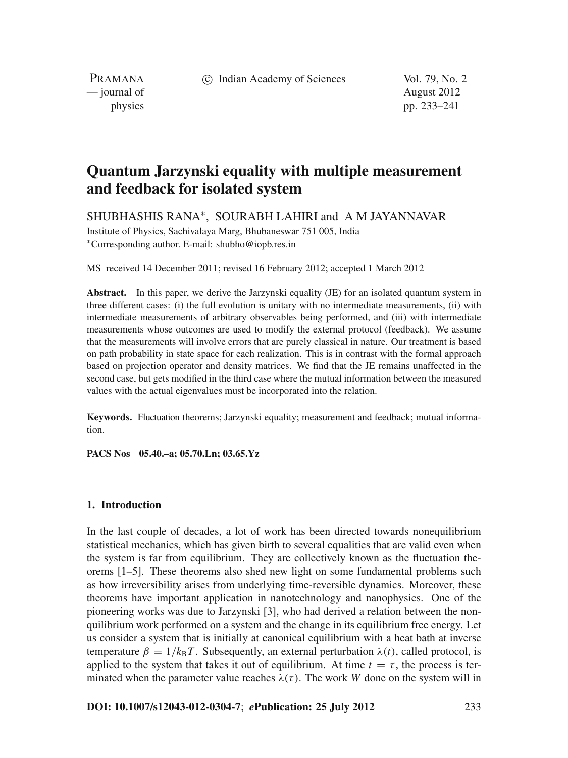# Quantum Jarzynski equality with multiple measurement and feedback for isolated system

SHUBHASHIS RANA*, SOURABH LAHIRI and A M JAYANNAVAR

Institute of Physics, Sachivalaya Marg, Bhubaneswar 751 005, India

*Corresponding author. E-mail: shubho@iopb.res.in

MS received 14 December 2011; revised 16 February 2012; accepted 1 March 2012

**Abstract.** In this paper, we derive the Jarzynski equality (JE) for an isolated quantum system in three different cases: (i) the full evolution is unitary with no intermediate measurements, (ii) with intermediate measurements of arbitrary observables being performed, and (iii) with intermediate measurements whose outcomes are used to modify the external protocol (feedback). We assume that the measurements will involve errors that are purely classical in nature. Our treatment is based on path probability in state space for each realization. This is in contrast with the formal approach based on projection operator and density matrices. We find that the JE remains unaffected in the second case, but gets modified in the third case where the mutual information between the measured values with the actual eigenvalues must be incorporated into the relation.

**Keywords.** Fluctuation theorems; Jarzynski equality; measurement and feedback; mutual information.

**PACS Nos** 05.40.–a; 05.70.Ln; 03.65.Yz

## 1. Introduction

In the last couple of decades, a lot of work has been directed towards nonequilibrium statistical mechanics, which has given birth to several equalities that are valid even when the system is far from equilibrium. They are collectively known as the fluctuation theorems [1–5]. These theorems also shed new light on some fundamental problems such as how irreversibility arises from underlying time-reversible dynamics. Moreover, these theorems have important application in nanotechnology and nanophysics. One of the pioneering works was due to Jarzynski [3], who had derived a relation between the nonquilibrium work performed on a system and the change in its equilibrium free energy. Let us consider a system that is initially at canonical equilibrium with a heat bath at inverse temperature $\beta = 1/k_B T$. Subsequently, an external perturbation $\lambda(t)$, called protocol, is applied to the system that takes it out of equilibrium. At time $t = \tau$, the process is terminated when the parameter value reaches $\lambda(\tau)$. The work $W$ done on the system will in

**DOI: 10.1007/s12043-012-0304-7**; ***e*Publication: 25 July 2012**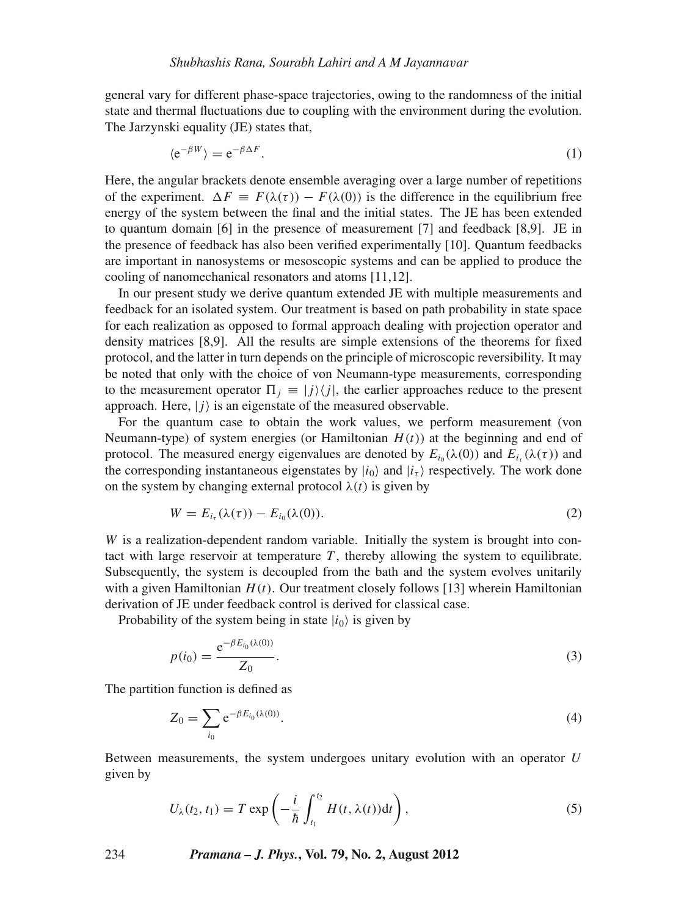general vary for different phase-space trajectories, owing to the randomness of the initial state and thermal fluctuations due to coupling with the environment during the evolution. The Jarzynski equality (JE) states that,

$$\langle \mathrm{e}^{-\beta W} \rangle = \mathrm{e}^{-\beta \Delta F}. \tag{1}$$

Here, the angular brackets denote ensemble averaging over a large number of repetitions of the experiment. $\Delta F \equiv F(\lambda(\tau)) - F(\lambda(0))$ is the difference in the equilibrium free energy of the system between the final and the initial states. The JE has been extended to quantum domain [6] in the presence of measurement [7] and feedback [8,9]. JE in the presence of feedback has also been verified experimentally [10]. Quantum feedbacks are important in nanosystems or mesoscopic systems and can be applied to produce the cooling of nanomechanical resonators and atoms [11,12].

In our present study we derive quantum extended JE with multiple measurements and feedback for an isolated system. Our treatment is based on path probability in state space for each realization as opposed to formal approach dealing with projection operator and density matrices [8,9]. All the results are simple extensions of the theorems for fixed protocol, and the latter in turn depends on the principle of microscopic reversibility. It may be noted that only with the choice of von Neumann-type measurements, corresponding to the measurement operator $\Pi_j \equiv |j\rangle\langle j|$, the earlier approaches reduce to the present approach. Here, $|j\rangle$ is an eigenstate of the measured observable.

For the quantum case to obtain the work values, we perform measurement (von Neumann-type) of system energies (or Hamiltonian $H(t)$) at the beginning and end of protocol. The measured energy eigenvalues are denoted by $E_{i_0}(\lambda(0))$ and $E_{i_\tau}(\lambda(\tau))$ and the corresponding instantaneous eigenstates by $|i_0\rangle$ and $|i_\tau\rangle$ respectively. The work done on the system by changing external protocol $\lambda(t)$ is given by

$$W = E_{i_\tau}(\lambda(\tau)) - E_{i_0}(\lambda(0)). \tag{2}$$

$W$ is a realization-dependent random variable. Initially the system is brought into contact with large reservoir at temperature $T$, thereby allowing the system to equilibrate. Subsequently, the system is decoupled from the bath and the system evolves unitarily with a given Hamiltonian $H(t)$. Our treatment closely follows [13] wherein Hamiltonian derivation of JE under feedback control is derived for classical case.

Probability of the system being in state $|i_0\rangle$ is given by

$$p(i_0) = \frac{\mathrm{e}^{-\beta E_{i_0}(\lambda(0))}}{Z_0}. \tag{3}$$

The partition function is defined as

$$Z_0 = \sum_{i_0} \mathrm{e}^{-\beta E_{i_0}(\lambda(0))}. \tag{4}$$

Between measurements, the system undergoes unitary evolution with an operator $U$ given by

$$U_\lambda(t_2, t_1) = T \exp\left(-\frac{i}{\hbar}\int_{t_1}^{t_2} H(t, \lambda(t))\mathrm{d}t\right), \tag{5}$$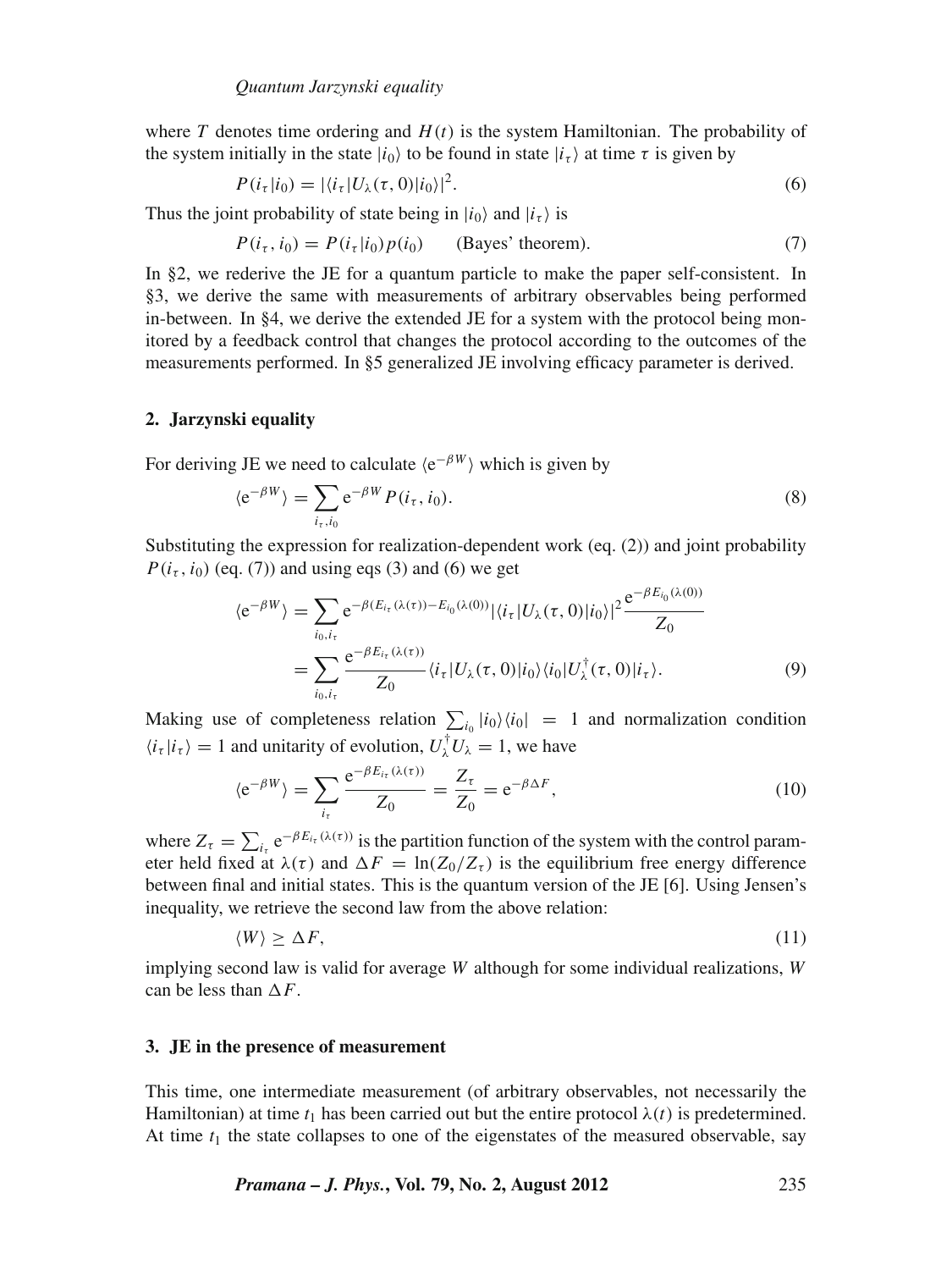where $T$ denotes time ordering and $H(t)$ is the system Hamiltonian. The probability of the system initially in the state $|i_0\rangle$ to be found in state $|i_\tau\rangle$ at time $\tau$ is given by

$$P(i_\tau|i_0) = |\langle i_\tau|U_\lambda(\tau, 0)|i_0\rangle|^2. \tag{6}$$

Thus the joint probability of state being in $|i_0\rangle$ and $|i_\tau\rangle$ is

$$P(i_\tau, i_0) = P(i_\tau|i_0)p(i_0) \qquad \text{(Bayes' theorem).} \tag{7}$$

In §2, we rederive the JE for a quantum particle to make the paper self-consistent. In §3, we derive the same with measurements of arbitrary observables being performed in-between. In §4, we derive the extended JE for a system with the protocol being monitored by a feedback control that changes the protocol according to the outcomes of the measurements performed. In §5 generalized JE involving efficacy parameter is derived.

## 2. Jarzynski equality

For deriving JE we need to calculate $\langle e^{-\beta W}\rangle$ which is given by

$$\langle e^{-\beta W}\rangle = \sum_{i_\tau, i_0} e^{-\beta W} P(i_\tau, i_0). \tag{8}$$

Substituting the expression for realization-dependent work (eq. (2)) and joint probability $P(i_\tau, i_0)$ (eq. (7)) and using eqs (3) and (6) we get

$$\begin{aligned}\langle e^{-\beta W}\rangle &= \sum_{i_0, i_\tau} e^{-\beta(E_{i_\tau}(\lambda(\tau)) - E_{i_0}(\lambda(0)))} |\langle i_\tau|U_\lambda(\tau, 0)|i_0\rangle|^2 \frac{e^{-\beta E_{i_0}(\lambda(0))}}{Z_0} \\ &= \sum_{i_0, i_\tau} \frac{e^{-\beta E_{i_\tau}(\lambda(\tau))}}{Z_0} \langle i_\tau|U_\lambda(\tau, 0)|i_0\rangle\langle i_0|U_\lambda^\dagger(\tau, 0)|i_\tau\rangle.\end{aligned} \tag{9}$$

Making use of completeness relation $\sum_{i_0} |i_0\rangle\langle i_0| = 1$ and normalization condition $\langle i_\tau|i_\tau\rangle = 1$ and unitarity of evolution, $U_\lambda^\dagger U_\lambda = 1$, we have

$$\langle e^{-\beta W}\rangle = \sum_{i_\tau} \frac{e^{-\beta E_{i_\tau}(\lambda(\tau))}}{Z_0} = \frac{Z_\tau}{Z_0} = e^{-\beta \Delta F}, \tag{10}$$

where $Z_\tau = \sum_{i_\tau} e^{-\beta E_{i_\tau}(\lambda(\tau))}$ is the partition function of the system with the control parameter held fixed at $\lambda(\tau)$ and $\Delta F = \ln(Z_0/Z_\tau)$ is the equilibrium free energy difference between final and initial states. This is the quantum version of the JE [6]. Using Jensen's inequality, we retrieve the second law from the above relation:

$$\langle W\rangle \geq \Delta F, \tag{11}$$

implying second law is valid for average $W$ although for some individual realizations, $W$ can be less than $\Delta F$.

## 3. JE in the presence of measurement

This time, one intermediate measurement (of arbitrary observables, not necessarily the Hamiltonian) at time $t_1$ has been carried out but the entire protocol $\lambda(t)$ is predetermined. At time $t_1$ the state collapses to one of the eigenstates of the measured observable, say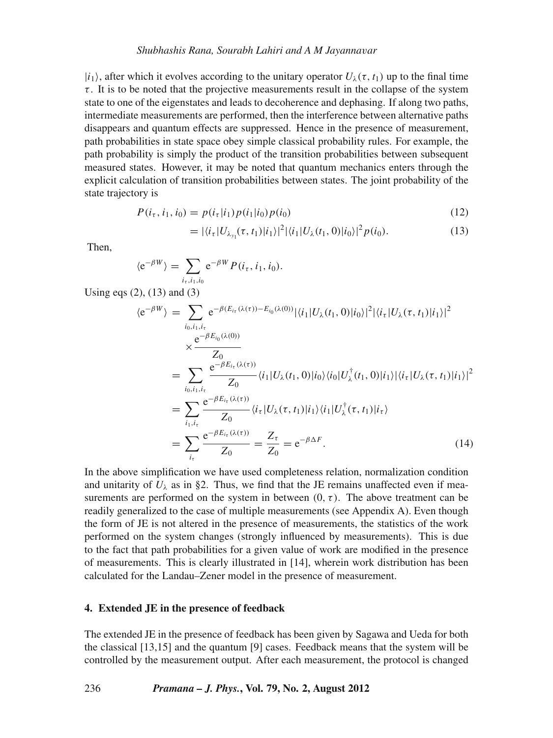$|i_1\rangle$, after which it evolves according to the unitary operator $U_\lambda(\tau, t_1)$ up to the final time $\tau$. It is to be noted that the projective measurements result in the collapse of the system state to one of the eigenstates and leads to decoherence and dephasing. If along two paths, intermediate measurements are performed, then the interference between alternative paths disappears and quantum effects are suppressed. Hence in the presence of measurement, path probabilities in state space obey simple classical probability rules. For example, the path probability is simply the product of the transition probabilities between subsequent measured states. However, it may be noted that quantum mechanics enters through the explicit calculation of transition probabilities between states. The joint probability of the state trajectory is

$$P(i_\tau, i_1, i_0) = p(i_\tau|i_1)p(i_1|i_0)p(i_0) \tag{12}$$

$$= |\langle i_\tau|U_{\lambda_{y_1}}(\tau, t_1)|i_1\rangle|^2 |\langle i_1|U_\lambda(t_1, 0)|i_0\rangle|^2 p(i_0). \tag{13}$$

Then,

$$\langle \mathrm{e}^{-\beta W}\rangle = \sum_{i_\tau, i_1, i_0} \mathrm{e}^{-\beta W} P(i_\tau, i_1, i_0).$$

Using eqs (2), (13) and (3)

$$\begin{aligned}
\langle \mathrm{e}^{-\beta W}\rangle &= \sum_{i_0, i_1, i_\tau} \mathrm{e}^{-\beta(E_{i_\tau}(\lambda(\tau)) - E_{i_0}(\lambda(0)))} |\langle i_1|U_\lambda(t_1, 0)|i_0\rangle|^2 |\langle i_\tau|U_\lambda(\tau, t_1)|i_1\rangle|^2 \\
&\quad \times \frac{\mathrm{e}^{-\beta E_{i_0}(\lambda(0))}}{Z_0} \\
&= \sum_{i_0, i_1, i_\tau} \frac{\mathrm{e}^{-\beta E_{i_\tau}(\lambda(\tau))}}{Z_0} \langle i_1|U_\lambda(t_1, 0)|i_0\rangle \langle i_0|U_\lambda^\dagger(t_1, 0)|i_1\rangle |\langle i_\tau|U_\lambda(\tau, t_1)|i_1\rangle|^2 \\
&= \sum_{i_1, i_\tau} \frac{\mathrm{e}^{-\beta E_{i_\tau}(\lambda(\tau))}}{Z_0} \langle i_\tau|U_\lambda(\tau, t_1)|i_1\rangle \langle i_1|U_\lambda^\dagger(\tau, t_1)|i_\tau\rangle \\
&= \sum_{i_\tau} \frac{\mathrm{e}^{-\beta E_{i_\tau}(\lambda(\tau))}}{Z_0} = \frac{Z_\tau}{Z_0} = \mathrm{e}^{-\beta \Delta F}.
\end{aligned} \tag{14}$$

In the above simplification we have used completeness relation, normalization condition and unitarity of $U_\lambda$ as in §2. Thus, we find that the JE remains unaffected even if measurements are performed on the system in between $(0, \tau)$. The above treatment can be readily generalized to the case of multiple measurements (see Appendix A). Even though the form of JE is not altered in the presence of measurements, the statistics of the work performed on the system changes (strongly influenced by measurements). This is due to the fact that path probabilities for a given value of work are modified in the presence of measurements. This is clearly illustrated in [14], wherein work distribution has been calculated for the Landau–Zener model in the presence of measurement.

## 4. Extended JE in the presence of feedback

The extended JE in the presence of feedback has been given by Sagawa and Ueda for both the classical [13,15] and the quantum [9] cases. Feedback means that the system will be controlled by the measurement output. After each measurement, the protocol is changed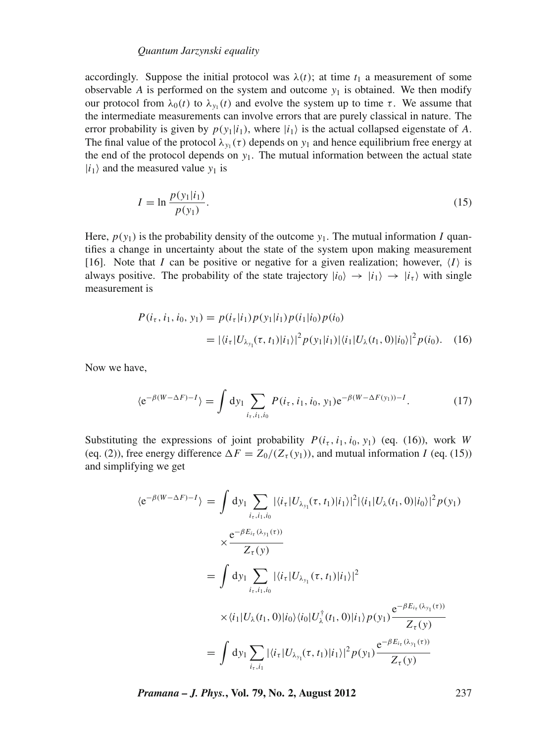accordingly. Suppose the initial protocol was $\lambda(t)$; at time $t_1$ a measurement of some observable $A$ is performed on the system and outcome $y_1$ is obtained. We then modify our protocol from $\lambda_0(t)$ to $\lambda_{y_1}(t)$ and evolve the system up to time $\tau$. We assume that the intermediate measurements can involve errors that are purely classical in nature. The error probability is given by $p(y_1|i_1)$, where $|i_1\rangle$ is the actual collapsed eigenstate of $A$. The final value of the protocol $\lambda_{y_1}(\tau)$ depends on $y_1$ and hence equilibrium free energy at the end of the protocol depends on $y_1$. The mutual information between the actual state $|i_1\rangle$ and the measured value $y_1$ is

$$I = \ln \frac{p(y_1|i_1)}{p(y_1)}. \tag{15}$$

Here, $p(y_1)$ is the probability density of the outcome $y_1$. The mutual information $I$ quantifies a change in uncertainty about the state of the system upon making measurement [16]. Note that $I$ can be positive or negative for a given realization; however, $\langle I \rangle$ is always positive. The probability of the state trajectory $|i_0\rangle \to |i_1\rangle \to |i_\tau\rangle$ with single measurement is

$$\begin{aligned} P(i_\tau, i_1, i_0, y_1) &= p(i_\tau|i_1)p(y_1|i_1)p(i_1|i_0)p(i_0) \\ &= |\langle i_\tau|U_{\lambda_{y_1}}(\tau, t_1)|i_1\rangle|^2 p(y_1|i_1)|\langle i_1|U_\lambda(t_1, 0)|i_0\rangle|^2 p(i_0). \end{aligned} \tag{16}$$

Now we have,

$$\langle \mathrm{e}^{-\beta(W-\Delta F)-I}\rangle = \int \mathrm{d}y_1 \sum_{i_\tau, i_1, i_0} P(i_\tau, i_1, i_0, y_1)\mathrm{e}^{-\beta(W-\Delta F(y_1))-I}. \tag{17}$$

Substituting the expressions of joint probability $P(i_\tau, i_1, i_0, y_1)$ (eq. (16)), work $W$ (eq. (2)), free energy difference $\Delta F = Z_0/(Z_\tau(y_1))$, and mutual information $I$ (eq. (15)) and simplifying we get

$$\begin{aligned} \langle \mathrm{e}^{-\beta(W-\Delta F)-I}\rangle &= \int \mathrm{d}y_1 \sum_{i_\tau, i_1, i_0} |\langle i_\tau|U_{\lambda_{y_1}}(\tau, t_1)|i_1\rangle|^2 |\langle i_1|U_\lambda(t_1, 0)|i_0\rangle|^2 p(y_1) \\ &\quad \times \frac{\mathrm{e}^{-\beta E_{i_\tau}(\lambda_{y_1}(\tau))}}{Z_\tau(y)} \\ &= \int \mathrm{d}y_1 \sum_{i_\tau, i_1, i_0} |\langle i_\tau|U_{\lambda_{y_1}}(\tau, t_1)|i_1\rangle|^2 \\ &\quad \times \langle i_1|U_\lambda(t_1, 0)|i_0\rangle\langle i_0|U_\lambda^\dagger(t_1, 0)|i_1\rangle p(y_1)\frac{\mathrm{e}^{-\beta E_{i_\tau}(\lambda_{y_1}(\tau))}}{Z_\tau(y)} \\ &= \int \mathrm{d}y_1 \sum_{i_\tau, i_1} |\langle i_\tau|U_{\lambda_{y_1}}(\tau, t_1)|i_1\rangle|^2 p(y_1)\frac{\mathrm{e}^{-\beta E_{i_\tau}(\lambda_{y_1}(\tau))}}{Z_\tau(y)} \end{aligned}$$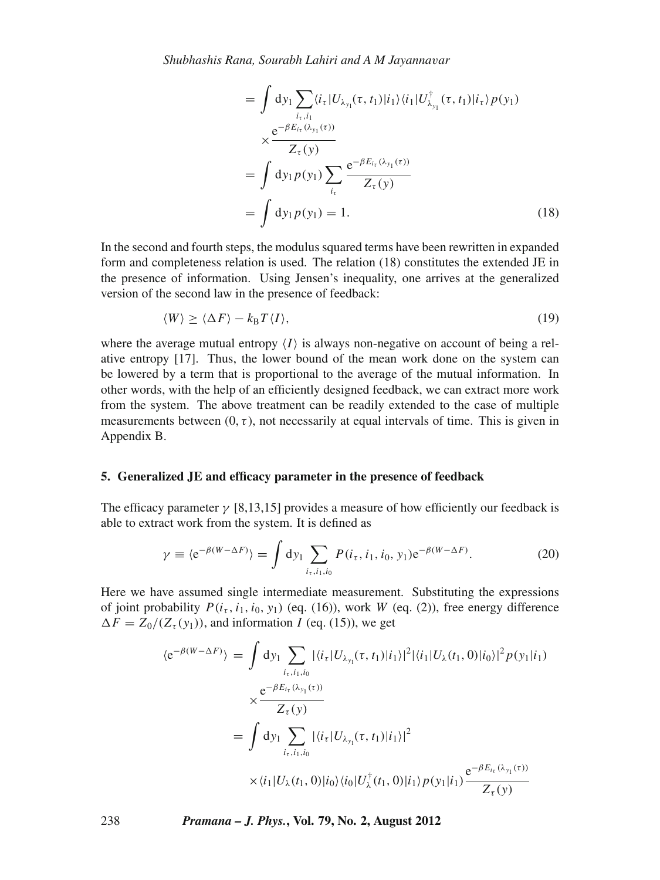$$
\begin{aligned}
&= \int \mathrm{d}y_1 \sum_{i_\tau, i_1} \langle i_\tau | U_{\lambda_{y_1}}(\tau, t_1) | i_1 \rangle \langle i_1 | U^\dagger_{\lambda_{y_1}}(\tau, t_1) | i_\tau \rangle p(y_1) \\
&\quad \times \frac{\mathrm{e}^{-\beta E_{i_\tau}(\lambda_{y_1}(\tau))}}{Z_\tau(y)} \\
&= \int \mathrm{d}y_1 p(y_1) \sum_{i_\tau} \frac{\mathrm{e}^{-\beta E_{i_\tau}(\lambda_{y_1}(\tau))}}{Z_\tau(y)} \\
&= \int \mathrm{d}y_1 p(y_1) = 1.
\end{aligned} \tag{18}
$$

In the second and fourth steps, the modulus squared terms have been rewritten in expanded form and completeness relation is used. The relation (18) constitutes the extended JE in the presence of information. Using Jensen's inequality, one arrives at the generalized version of the second law in the presence of feedback:

$$
\langle W \rangle \geq \langle \Delta F \rangle - k_{\mathrm{B}} T \langle I \rangle, \tag{19}
$$

where the average mutual entropy $\langle I \rangle$ is always non-negative on account of being a relative entropy [17]. Thus, the lower bound of the mean work done on the system can be lowered by a term that is proportional to the average of the mutual information. In other words, with the help of an efficiently designed feedback, we can extract more work from the system. The above treatment can be readily extended to the case of multiple measurements between $(0, \tau)$, not necessarily at equal intervals of time. This is given in Appendix B.

## 5. Generalized JE and efficacy parameter in the presence of feedback

The efficacy parameter $\gamma$ [8,13,15] provides a measure of how efficiently our feedback is able to extract work from the system. It is defined as

$$
\gamma \equiv \langle \mathrm{e}^{-\beta(W - \Delta F)} \rangle = \int \mathrm{d}y_1 \sum_{i_\tau, i_1, i_0} P(i_\tau, i_1, i_0, y_1) \mathrm{e}^{-\beta(W - \Delta F)}. \tag{20}
$$

Here we have assumed single intermediate measurement. Substituting the expressions of joint probability $P(i_\tau, i_1, i_0, y_1)$ (eq. (16)), work $W$ (eq. (2)), free energy difference $\Delta F = Z_0/(Z_\tau(y_1))$, and information $I$ (eq. (15)), we get

$$
\begin{aligned}
\langle \mathrm{e}^{-\beta(W - \Delta F)} \rangle &= \int \mathrm{d}y_1 \sum_{i_\tau, i_1, i_0} |\langle i_\tau | U_{\lambda_{y_1}}(\tau, t_1) | i_1 \rangle|^2 |\langle i_1 | U_\lambda(t_1, 0) | i_0 \rangle|^2 p(y_1 | i_1) \\
&\quad \times \frac{\mathrm{e}^{-\beta E_{i_\tau}(\lambda_{y_1}(\tau))}}{Z_\tau(y)} \\
&= \int \mathrm{d}y_1 \sum_{i_\tau, i_1, i_0} |\langle i_\tau | U_{\lambda_{y_1}}(\tau, t_1) | i_1 \rangle|^2 \\
&\quad \times \langle i_1 | U_\lambda(t_1, 0) | i_0 \rangle \langle i_0 | U^\dagger_\lambda(t_1, 0) | i_1 \rangle p(y_1 | i_1) \frac{\mathrm{e}^{-\beta E_{i_\tau}(\lambda_{y_1}(\tau))}}{Z_\tau(y)}
\end{aligned}
$$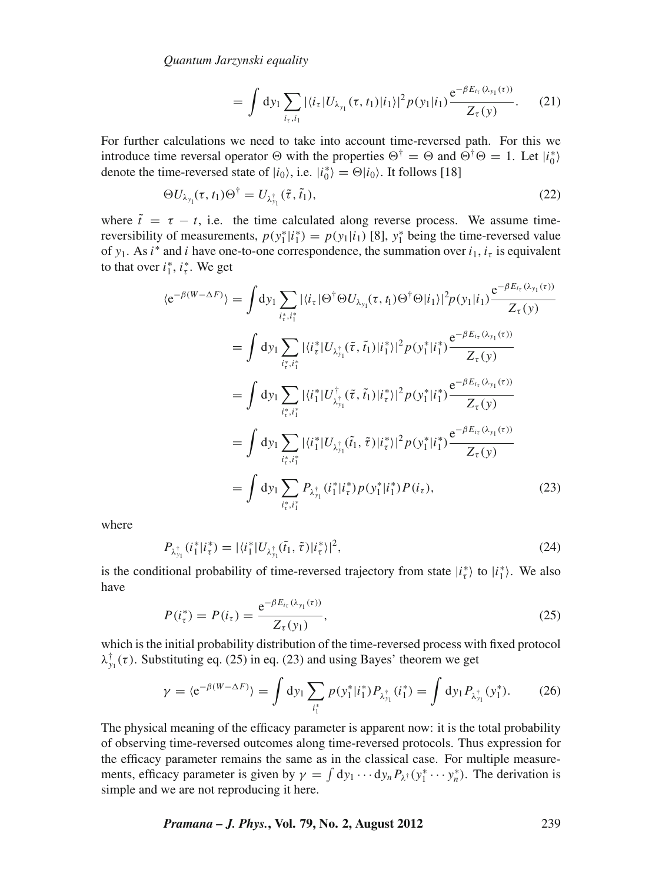$$= \int \mathrm{d}y_1 \sum_{i_\tau, i_1} |\langle i_\tau | U_{\lambda_{y_1}}(\tau, t_1) | i_1 \rangle|^2 p(y_1|i_1) \frac{\mathrm{e}^{-\beta E_{i_\tau}(\lambda_{y_1}(\tau))}}{Z_\tau(y)}. \quad (21)$$

For further calculations we need to take into account time-reversed path. For this we introduce time reversal operator $\Theta$ with the properties $\Theta^\dagger = \Theta$ and $\Theta^\dagger \Theta = 1$. Let $|i_0^*\rangle$ denote the time-reversed state of $|i_0\rangle$, i.e. $|i_0^*\rangle = \Theta |i_0\rangle$. It follows [18]

$$\Theta U_{\lambda_{y_1}}(\tau, t_1) \Theta^\dagger = U_{\lambda^\dagger_{y_1}}(\tilde{\tau}, \tilde{t}_1), \quad (22)$$

where $\tilde{t} = \tau - t$, i.e. the time calculated along reverse process. We assume time-reversibility of measurements, $p(y_1^*|i_1^*) = p(y_1|i_1)$ [8], $y_1^*$ being the time-reversed value of $y_1$. As $i^*$ and $i$ have one-to-one correspondence, the summation over $i_1, i_\tau$ is equivalent to that over $i_1^*, i_\tau^*$. We get

$$\begin{aligned}
\langle \mathrm{e}^{-\beta(W-\Delta F)} \rangle &= \int \mathrm{d}y_1 \sum_{i_\tau^*, i_1^*} |\langle i_\tau | \Theta^\dagger \Theta U_{\lambda_{y_1}}(\tau, t_1) \Theta^\dagger \Theta | i_1 \rangle|^2 p(y_1|i_1) \frac{\mathrm{e}^{-\beta E_{i_\tau}(\lambda_{y_1}(\tau))}}{Z_\tau(y)} \\
&= \int \mathrm{d}y_1 \sum_{i_\tau^*, i_1^*} |\langle i_\tau^* | U_{\lambda^\dagger_{y_1}}(\tilde{\tau}, \tilde{t}_1) | i_1^* \rangle|^2 p(y_1^*|i_1^*) \frac{\mathrm{e}^{-\beta E_{i_\tau}(\lambda_{y_1}(\tau))}}{Z_\tau(y)} \\
&= \int \mathrm{d}y_1 \sum_{i_\tau^*, i_1^*} |\langle i_1^* | U^\dagger_{\lambda^\dagger_{y_1}}(\tilde{\tau}, \tilde{t}_1) | i_\tau^* \rangle|^2 p(y_1^*|i_1^*) \frac{\mathrm{e}^{-\beta E_{i_\tau}(\lambda_{y_1}(\tau))}}{Z_\tau(y)} \\
&= \int \mathrm{d}y_1 \sum_{i_\tau^*, i_1^*} |\langle i_1^* | U_{\lambda^\dagger_{y_1}}(\tilde{t}_1, \tilde{\tau}) | i_\tau^* \rangle|^2 p(y_1^*|i_1^*) \frac{\mathrm{e}^{-\beta E_{i_\tau}(\lambda_{y_1}(\tau))}}{Z_\tau(y)} \\
&= \int \mathrm{d}y_1 \sum_{i_\tau^*, i_1^*} P_{\lambda^\dagger_{y_1}}(i_1^*|i_\tau^*) p(y_1^*|i_1^*) P(i_\tau),
\end{aligned} \quad (23)$$

where

$$P_{\lambda^\dagger_{y_1}}(i_1^*|i_\tau^*) = |\langle i_1^* | U_{\lambda^\dagger_{y_1}}(\tilde{t}_1, \tilde{\tau}) | i_\tau^* \rangle|^2, \quad (24)$$

is the conditional probability of time-reversed trajectory from state $|i_\tau^*\rangle$ to $|i_1^*\rangle$. We also have

$$P(i_\tau^*) = P(i_\tau) = \frac{\mathrm{e}^{-\beta E_{i_\tau}(\lambda_{y_1}(\tau))}}{Z_\tau(y_1)}, \quad (25)$$

which is the initial probability distribution of the time-reversed process with fixed protocol $\lambda^\dagger_{y_1}(\tau)$. Substituting eq. (25) in eq. (23) and using Bayes' theorem we get

$$\gamma = \langle \mathrm{e}^{-\beta(W-\Delta F)} \rangle = \int \mathrm{d}y_1 \sum_{i_1^*} p(y_1^*|i_1^*) P_{\lambda^\dagger_{y_1}}(i_1^*) = \int \mathrm{d}y_1 P_{\lambda^\dagger_{y_1}}(y_1^*). \quad (26)$$

The physical meaning of the efficacy parameter is apparent now: it is the total probability of observing time-reversed outcomes along time-reversed protocols. Thus expression for the efficacy parameter remains the same as in the classical case. For multiple measurements, efficacy parameter is given by $\gamma = \int \mathrm{d}y_1 \cdots \mathrm{d}y_n P_{\lambda^\dagger}(y_1^* \cdots y_n^*)$. The derivation is simple and we are not reproducing it here.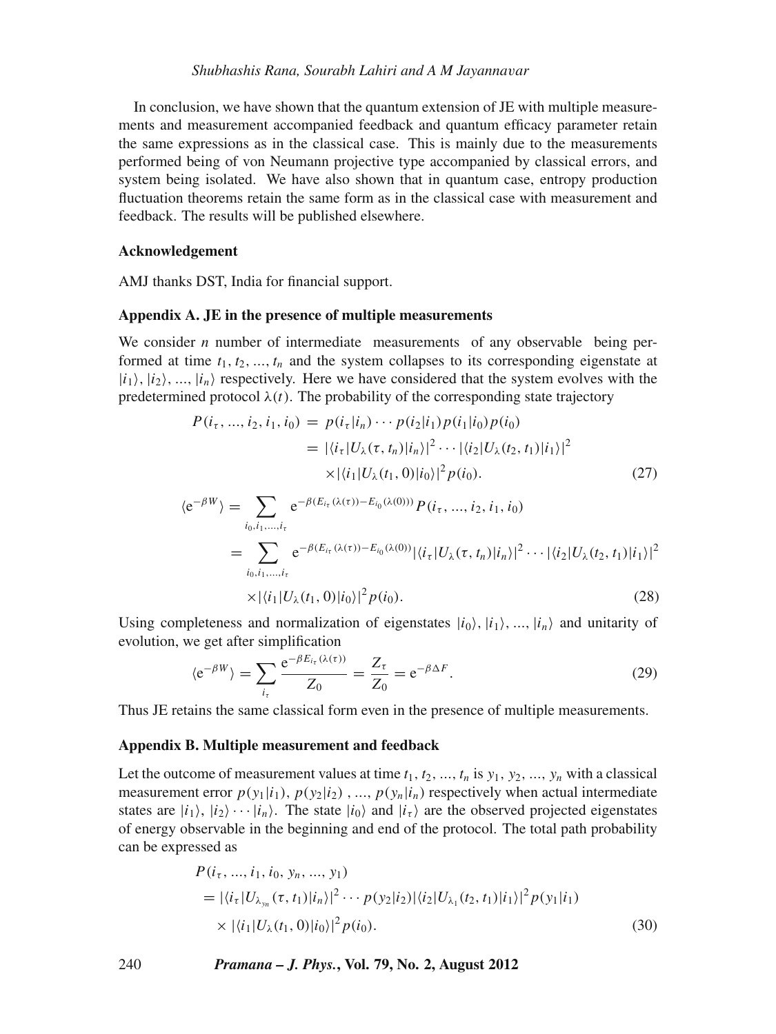In conclusion, we have shown that the quantum extension of JE with multiple measurements and measurement accompanied feedback and quantum efficacy parameter retain the same expressions as in the classical case. This is mainly due to the measurements performed being of von Neumann projective type accompanied by classical errors, and system being isolated. We have also shown that in quantum case, entropy production fluctuation theorems retain the same form as in the classical case with measurement and feedback. The results will be published elsewhere.

### Acknowledgement

AMJ thanks DST, India for financial support.

### Appendix A. JE in the presence of multiple measurements

We consider $n$ number of intermediate measurements of any observable being performed at time $t_1, t_2, ..., t_n$ and the system collapses to its corresponding eigenstate at $|i_1\rangle, |i_2\rangle, ..., |i_n\rangle$ respectively. Here we have considered that the system evolves with the predetermined protocol $\lambda(t)$. The probability of the corresponding state trajectory

$$
\begin{aligned}
P(i_\tau, ..., i_2, i_1, i_0) &= p(i_\tau|i_n)\cdots p(i_2|i_1)p(i_1|i_0)p(i_0) \\
&= |\langle i_\tau|U_\lambda(\tau, t_n)|i_n\rangle|^2 \cdots |\langle i_2|U_\lambda(t_2, t_1)|i_1\rangle|^2 \\
&\quad \times |\langle i_1|U_\lambda(t_1, 0)|i_0\rangle|^2 p(i_0). \qquad (27)
\end{aligned}
$$

$$
\begin{aligned}
\langle \mathrm{e}^{-\beta W}\rangle &= \sum_{i_0, i_1, ..., i_\tau} \mathrm{e}^{-\beta(E_{i_\tau}(\lambda(\tau)) - E_{i_0}(\lambda(0)))} P(i_\tau, ..., i_2, i_1, i_0) \\
&= \sum_{i_0, i_1, ..., i_\tau} \mathrm{e}^{-\beta(E_{i_\tau}(\lambda(\tau)) - E_{i_0}(\lambda(0)))} |\langle i_\tau|U_\lambda(\tau, t_n)|i_n\rangle|^2 \cdots |\langle i_2|U_\lambda(t_2, t_1)|i_1\rangle|^2 \\
&\quad \times |\langle i_1|U_\lambda(t_1, 0)|i_0\rangle|^2 p(i_0). \qquad (28)
\end{aligned}
$$

Using completeness and normalization of eigenstates $|i_0\rangle, |i_1\rangle, ..., |i_n\rangle$ and unitarity of evolution, we get after simplification

$$
\langle \mathrm{e}^{-\beta W}\rangle = \sum_{i_\tau} \frac{\mathrm{e}^{-\beta E_{i_\tau}(\lambda(\tau))}}{Z_0} = \frac{Z_\tau}{Z_0} = \mathrm{e}^{-\beta \Delta F}. \qquad (29)
$$

Thus JE retains the same classical form even in the presence of multiple measurements.

### Appendix B. Multiple measurement and feedback

Let the outcome of measurement values at time $t_1, t_2, ..., t_n$ is $y_1, y_2, ..., y_n$ with a classical measurement error $p(y_1|i_1)$, $p(y_2|i_2)$ , ..., $p(y_n|i_n)$ respectively when actual intermediate states are $|i_1\rangle, |i_2\rangle \cdots |i_n\rangle$. The state $|i_0\rangle$ and $|i_\tau\rangle$ are the observed projected eigenstates of energy observable in the beginning and end of the protocol. The total path probability can be expressed as

$$
\begin{aligned}
&P(i_\tau, ..., i_1, i_0, y_n, ..., y_1) \\
&= |\langle i_\tau|U_{\lambda_{y_n}}(\tau, t_1)|i_n\rangle|^2 \cdots p(y_2|i_2)|\langle i_2|U_{\lambda_1}(t_2, t_1)|i_1\rangle|^2 p(y_1|i_1) \\
&\quad \times |\langle i_1|U_\lambda(t_1, 0)|i_0\rangle|^2 p(i_0). \qquad (30)
\end{aligned}
$$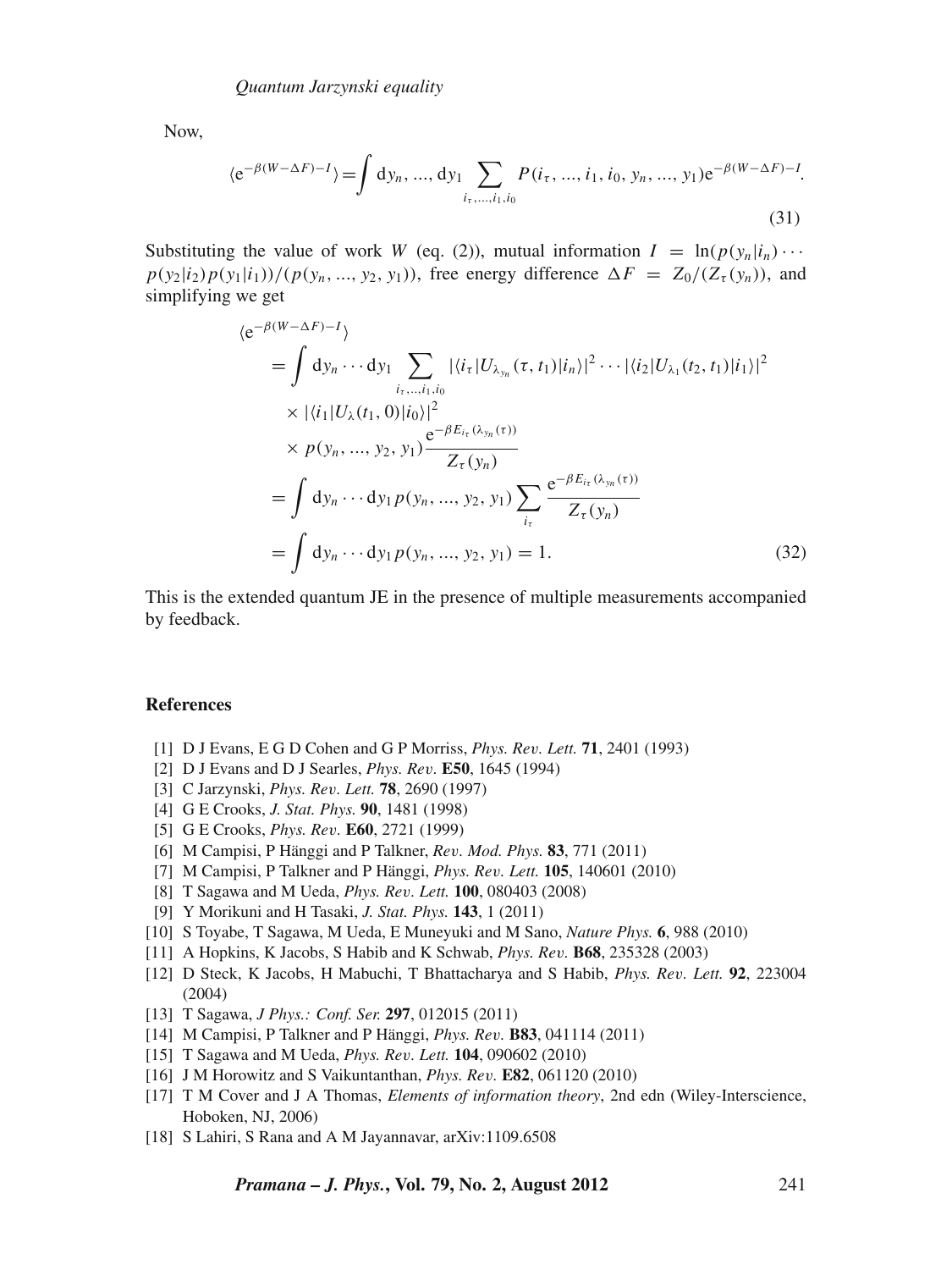Now,

$$\langle e^{-\beta(W-\Delta F)-I} \rangle = \int dy_n, ..., dy_1 \sum_{i_\tau,...,i_1,i_0} P(i_\tau, ..., i_1, i_0, y_n, ..., y_1) e^{-\beta(W-\Delta F)-I}. \tag{31}$$

Substituting the value of work $W$ (eq. (2)), mutual information $I = \ln(p(y_n|i_n) \cdots p(y_2|i_2)p(y_1|i_1))/(p(y_n, ..., y_2, y_1))$, free energy difference $\Delta F = Z_0/(Z_\tau(y_n))$, and simplifying we get

$$\begin{aligned}
&\langle e^{-\beta(W-\Delta F)-I} \rangle \\
&= \int dy_n \cdots dy_1 \sum_{i_\tau,...,i_1,i_0} |\langle i_\tau | U_{\lambda_{y_n}}(\tau, t_1) | i_n \rangle|^2 \cdots |\langle i_2 | U_{\lambda_1}(t_2, t_1) | i_1 \rangle|^2 \\
&\quad \times |\langle i_1 | U_\lambda(t_1, 0) | i_0 \rangle|^2 \\
&\quad \times p(y_n, ..., y_2, y_1) \frac{e^{-\beta E_{i_\tau}(\lambda_{y_n}(\tau))}}{Z_\tau(y_n)} \\
&= \int dy_n \cdots dy_1 \, p(y_n, ..., y_2, y_1) \sum_{i_\tau} \frac{e^{-\beta E_{i_\tau}(\lambda_{y_n}(\tau))}}{Z_\tau(y_n)} \\
&= \int dy_n \cdots dy_1 \, p(y_n, ..., y_2, y_1) = 1.
\end{aligned} \tag{32}$$

This is the extended quantum JE in the presence of multiple measurements accompanied by feedback.

## References

[1] D J Evans, E G D Cohen and G P Morriss, *Phys. Rev. Lett.* **71**, 2401 (1993)
[2] D J Evans and D J Searles, *Phys. Rev.* **E50**, 1645 (1994)
[3] C Jarzynski, *Phys. Rev. Lett.* **78**, 2690 (1997)
[4] G E Crooks, *J. Stat. Phys.* **90**, 1481 (1998)
[5] G E Crooks, *Phys. Rev.* **E60**, 2721 (1999)
[6] M Campisi, P Hänggi and P Talkner, *Rev. Mod. Phys.* **83**, 771 (2011)
[7] M Campisi, P Talkner and P Hänggi, *Phys. Rev. Lett.* **105**, 140601 (2010)
[8] T Sagawa and M Ueda, *Phys. Rev. Lett.* **100**, 080403 (2008)
[9] Y Morikuni and H Tasaki, *J. Stat. Phys.* **143**, 1 (2011)
[10] S Toyabe, T Sagawa, M Ueda, E Muneyuki and M Sano, *Nature Phys.* **6**, 988 (2010)
[11] A Hopkins, K Jacobs, S Habib and K Schwab, *Phys. Rev.* **B68**, 235328 (2003)
[12] D Steck, K Jacobs, H Mabuchi, T Bhattacharya and S Habib, *Phys. Rev. Lett.* **92**, 223004 (2004)
[13] T Sagawa, *J Phys.: Conf. Ser.* **297**, 012015 (2011)
[14] M Campisi, P Talkner and P Hänggi, *Phys. Rev.* **B83**, 041114 (2011)
[15] T Sagawa and M Ueda, *Phys. Rev. Lett.* **104**, 090602 (2010)
[16] J M Horowitz and S Vaikuntanthan, *Phys. Rev.* **E82**, 061120 (2010)
[17] T M Cover and J A Thomas, *Elements of information theory*, 2nd edn (Wiley-Interscience, Hoboken, NJ, 2006)
[18] S Lahiri, S Rana and A M Jayannavar, arXiv:1109.6508